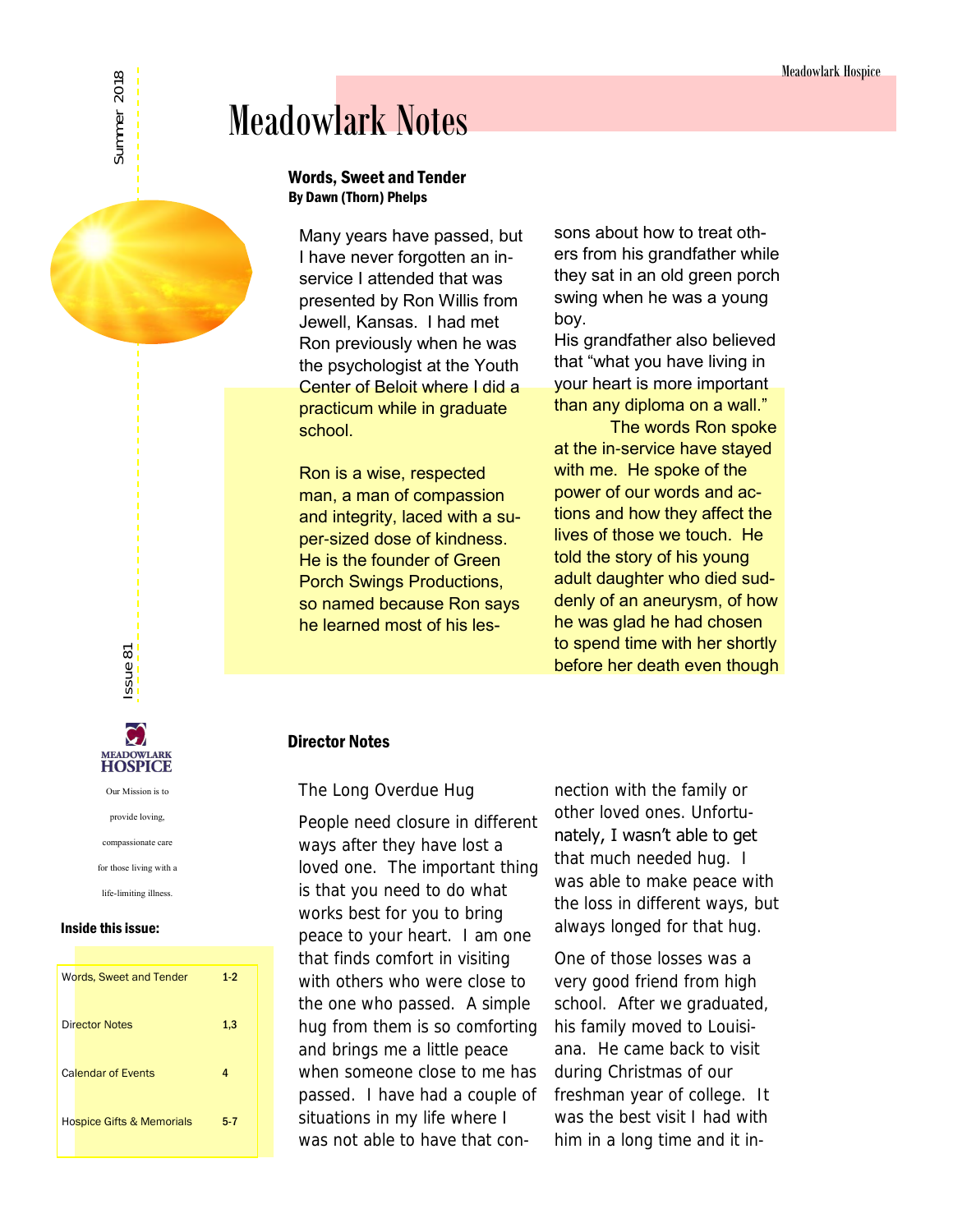# Meadowlark Notes

Summer 2018

Issue 81

## Words, Sweet and Tender

**By Dawn (Thorn) Phelps**

Many years have passed, but I have never forgotten an in-service I attended that was presented by Ron Willis from Jewell, Kansas. I had met Ron previously when he was the psychologist at the Youth Center of Beloit where I did a practicum while in graduate school.

Ron is a wise, respected man, a man of compassion and integrity, laced with a super-sized dose of kindness. He is the founder of Green Porch Swings Productions, so named because Ron says he learned most of his lessons about how to treat others from his grandfather while they sat in an old green porch swing when he was a young boy.

His grandfather also believed that "what you have living in your heart is more important than any diploma on a wall."

The words Ron spoke at the in-service have stayed with me. He spoke of the power of our words and actions and how they affect the lives of those we touch. He told the story of his young adult daughter who died suddenly of an aneurysm, of how he was glad he had chosen to spend time with her shortly before her death even though

MEADOWLARK HOSPICE

Our Mission is to provide loving, compassionate care for those living with a life-limiting illness.

**Inside this issue:**

| | |
|---|---|
| Words, Sweet and Tender | 1-2 |
| Director Notes | 1,3 |
| Calendar of Events | 4 |
| Hospice Gifts & Memorials | 5-7 |

## Director Notes

The Long Overdue Hug

People need closure in different ways after they have lost a loved one. The important thing is that you need to do what works best for you to bring peace to your heart. I am one that finds comfort in visiting with others who were close to the one who passed. A simple hug from them is so comforting and brings me a little peace when someone close to me has passed. I have had a couple of situations in my life where I was not able to have that connection with the family or other loved ones. Unfortunately, I wasn't able to get that much needed hug. I was able to make peace with the loss in different ways, but always longed for that hug.

One of those losses was a very good friend from high school. After we graduated, his family moved to Louisiana. He came back to visit during Christmas of our freshman year of college. It was the best visit I had with him in a long time and it in-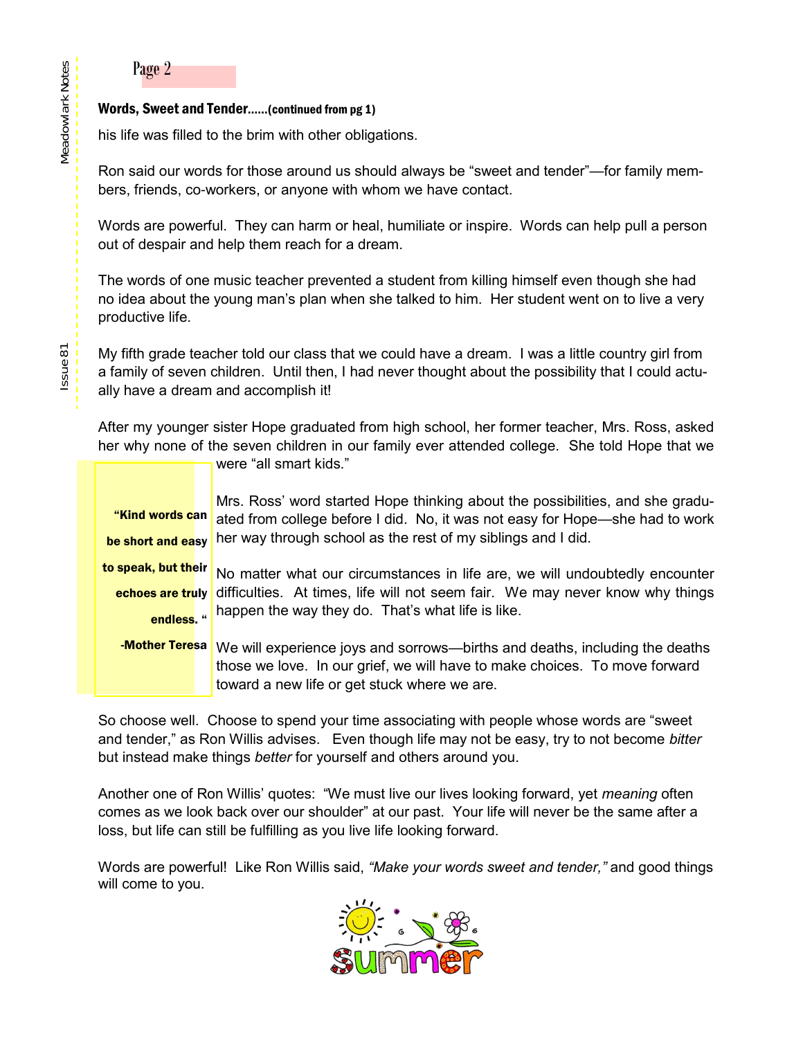## Words, Sweet and Tender......(continued from pg 1)

his life was filled to the brim with other obligations.

Ron said our words for those around us should always be "sweet and tender"—for family members, friends, co-workers, or anyone with whom we have contact.

Words are powerful. They can harm or heal, humiliate or inspire. Words can help pull a person out of despair and help them reach for a dream.

The words of one music teacher prevented a student from killing himself even though she had no idea about the young man's plan when she talked to him. Her student went on to live a very productive life.

My fifth grade teacher told our class that we could have a dream. I was a little country girl from a family of seven children. Until then, I had never thought about the possibility that I could actually have a dream and accomplish it!

After my younger sister Hope graduated from high school, her former teacher, Mrs. Ross, asked her why none of the seven children in our family ever attended college. She told Hope that we were "all smart kids."

> **"Kind words can be short and easy to speak, but their echoes are truly endless. "**
>
> **-Mother Teresa**

Mrs. Ross' word started Hope thinking about the possibilities, and she graduated from college before I did. No, it was not easy for Hope—she had to work her way through school as the rest of my siblings and I did.

No matter what our circumstances in life are, we will undoubtedly encounter difficulties. At times, life will not seem fair. We may never know why things happen the way they do. That's what life is like.

We will experience joys and sorrows—births and deaths, including the deaths those we love. In our grief, we will have to make choices. To move forward toward a new life or get stuck where we are.

So choose well. Choose to spend your time associating with people whose words are "sweet and tender," as Ron Willis advises. Even though life may not be easy, try to not become *bitter* but instead make things *better* for yourself and others around you.

Another one of Ron Willis' quotes: "We must live our lives looking forward, yet *meaning* often comes as we look back over our shoulder" at our past. Your life will never be the same after a loss, but life can still be fulfilling as you live life looking forward.

Words are powerful! Like Ron Willis said, *"Make your words sweet and tender,"* and good things will come to you.

Summer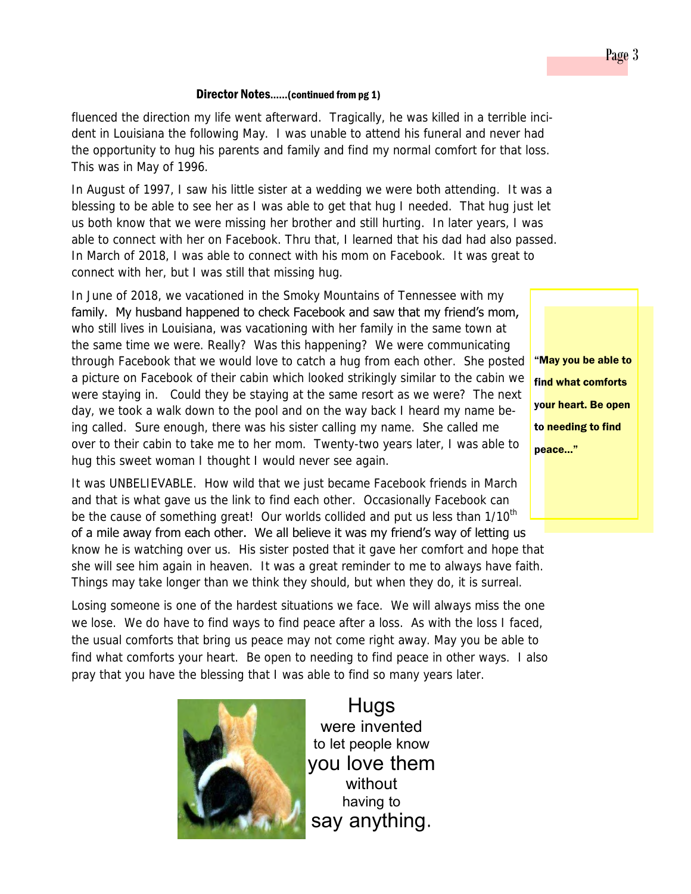### Director Notes……(continued from pg 1)

fluenced the direction my life went afterward. Tragically, he was killed in a terrible incident in Louisiana the following May. I was unable to attend his funeral and never had the opportunity to hug his parents and family and find my normal comfort for that loss. This was in May of 1996.

In August of 1997, I saw his little sister at a wedding we were both attending. It was a blessing to be able to see her as I was able to get that hug I needed. That hug just let us both know that we were missing her brother and still hurting. In later years, I was able to connect with her on Facebook. Thru that, I learned that his dad had also passed. In March of 2018, I was able to connect with his mom on Facebook. It was great to connect with her, but I was still that missing hug.

In June of 2018, we vacationed in the Smoky Mountains of Tennessee with my family. My husband happened to check Facebook and saw that my friend's mom, who still lives in Louisiana, was vacationing with her family in the same town at the same time we were. Really? Was this happening? We were communicating through Facebook that we would love to catch a hug from each other. She posted a picture on Facebook of their cabin which looked strikingly similar to the cabin we were staying in. Could they be staying at the same resort as we were? The next day, we took a walk down to the pool and on the way back I heard my name being called. Sure enough, there was his sister calling my name. She called me over to their cabin to take me to her mom. Twenty-two years later, I was able to hug this sweet woman I thought I would never see again.

**"May you be able to find what comforts your heart. Be open to needing to find peace…"**

It was UNBELIEVABLE. How wild that we just became Facebook friends in March and that is what gave us the link to find each other. Occasionally Facebook can be the cause of something great! Our worlds collided and put us less than 1/10th of a mile away from each other. We all believe it was my friend's way of letting us know he is watching over us. His sister posted that it gave her comfort and hope that she will see him again in heaven. It was a great reminder to me to always have faith. Things may take longer than we think they should, but when they do, it is surreal.

Losing someone is one of the hardest situations we face. We will always miss the one we lose. We do have to find ways to find peace after a loss. As with the loss I faced, the usual comforts that bring us peace may not come right away. May you be able to find what comforts your heart. Be open to needing to find peace in other ways. I also pray that you have the blessing that I was able to find so many years later.

Hugs were invented to let people know you love them without having to say anything.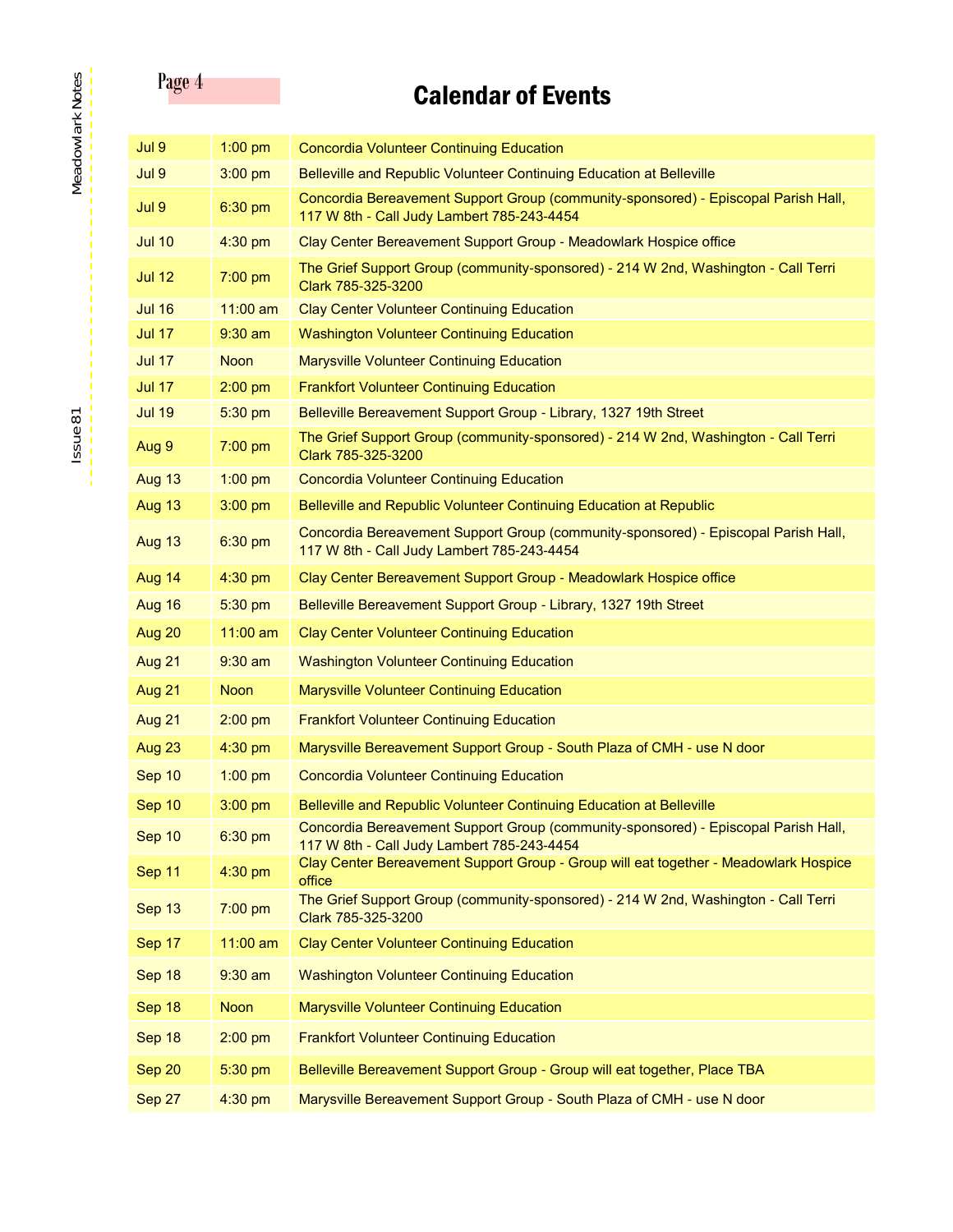# Calendar of Events

| | | |
|---|---|---|
| Jul 9 | 1:00 pm | Concordia Volunteer Continuing Education |
| Jul 9 | 3:00 pm | Belleville and Republic Volunteer Continuing Education at Belleville |
| Jul 9 | 6:30 pm | Concordia Bereavement Support Group (community-sponsored) - Episcopal Parish Hall, 117 W 8th - Call Judy Lambert 785-243-4454 |
| Jul 10 | 4:30 pm | Clay Center Bereavement Support Group - Meadowlark Hospice office |
| Jul 12 | 7:00 pm | The Grief Support Group (community-sponsored) - 214 W 2nd, Washington - Call Terri Clark 785-325-3200 |
| Jul 16 | 11:00 am | Clay Center Volunteer Continuing Education |
| Jul 17 | 9:30 am | Washington Volunteer Continuing Education |
| Jul 17 | Noon | Marysville Volunteer Continuing Education |
| Jul 17 | 2:00 pm | Frankfort Volunteer Continuing Education |
| Jul 19 | 5:30 pm | Belleville Bereavement Support Group - Library, 1327 19th Street |
| Aug 9 | 7:00 pm | The Grief Support Group (community-sponsored) - 214 W 2nd, Washington - Call Terri Clark 785-325-3200 |
| Aug 13 | 1:00 pm | Concordia Volunteer Continuing Education |
| Aug 13 | 3:00 pm | Belleville and Republic Volunteer Continuing Education at Republic |
| Aug 13 | 6:30 pm | Concordia Bereavement Support Group (community-sponsored) - Episcopal Parish Hall, 117 W 8th - Call Judy Lambert 785-243-4454 |
| Aug 14 | 4:30 pm | Clay Center Bereavement Support Group - Meadowlark Hospice office |
| Aug 16 | 5:30 pm | Belleville Bereavement Support Group - Library, 1327 19th Street |
| Aug 20 | 11:00 am | Clay Center Volunteer Continuing Education |
| Aug 21 | 9:30 am | Washington Volunteer Continuing Education |
| Aug 21 | Noon | Marysville Volunteer Continuing Education |
| Aug 21 | 2:00 pm | Frankfort Volunteer Continuing Education |
| Aug 23 | 4:30 pm | Marysville Bereavement Support Group - South Plaza of CMH - use N door |
| Sep 10 | 1:00 pm | Concordia Volunteer Continuing Education |
| Sep 10 | 3:00 pm | Belleville and Republic Volunteer Continuing Education at Belleville |
| Sep 10 | 6:30 pm | Concordia Bereavement Support Group (community-sponsored) - Episcopal Parish Hall, 117 W 8th - Call Judy Lambert 785-243-4454 |
| Sep 11 | 4:30 pm | Clay Center Bereavement Support Group - Group will eat together - Meadowlark Hospice office |
| Sep 13 | 7:00 pm | The Grief Support Group (community-sponsored) - 214 W 2nd, Washington - Call Terri Clark 785-325-3200 |
| Sep 17 | 11:00 am | Clay Center Volunteer Continuing Education |
| Sep 18 | 9:30 am | Washington Volunteer Continuing Education |
| Sep 18 | Noon | Marysville Volunteer Continuing Education |
| Sep 18 | 2:00 pm | Frankfort Volunteer Continuing Education |
| Sep 20 | 5:30 pm | Belleville Bereavement Support Group - Group will eat together, Place TBA |
| Sep 27 | 4:30 pm | Marysville Bereavement Support Group - South Plaza of CMH - use N door |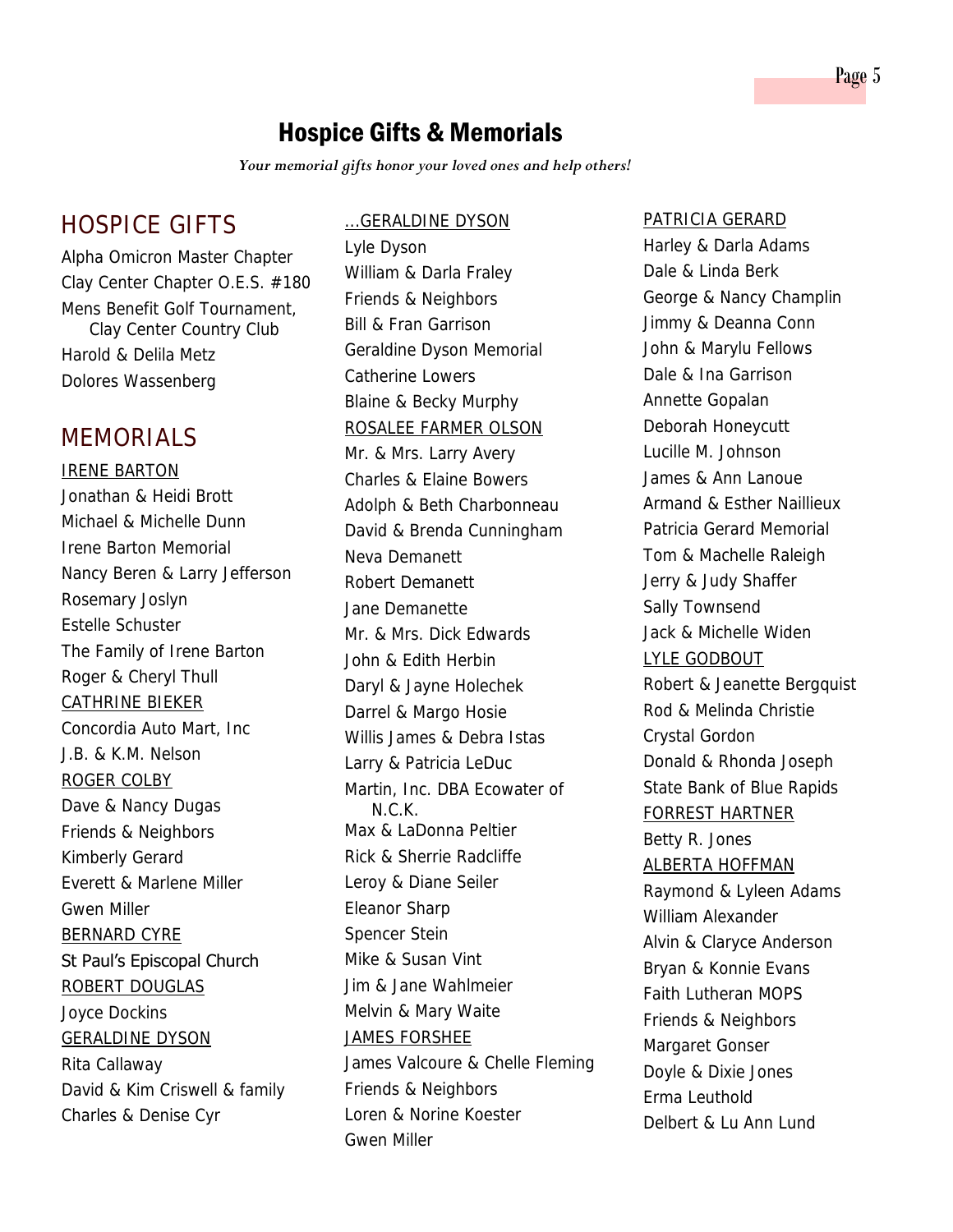# Hospice Gifts & Memorials

*Your memorial gifts honor your loved ones and help others!*

## HOSPICE GIFTS

Alpha Omicron Master Chapter
Clay Center Chapter O.E.S. #180
Mens Benefit Golf Tournament, Clay Center Country Club
Harold & Delila Metz
Dolores Wassenberg

## MEMORIALS

IRENE BARTON

Jonathan & Heidi Brott
Michael & Michelle Dunn
Irene Barton Memorial
Nancy Beren & Larry Jefferson
Rosemary Joslyn
Estelle Schuster
The Family of Irene Barton
Roger & Cheryl Thull

CATHRINE BIEKER

Concordia Auto Mart, Inc
J.B. & K.M. Nelson

ROGER COLBY

Dave & Nancy Dugas
Friends & Neighbors
Kimberly Gerard
Everett & Marlene Miller
Gwen Miller

BERNARD CYRE

St Paul's Episcopal Church

ROBERT DOUGLAS

Joyce Dockins

GERALDINE DYSON

Rita Callaway
David & Kim Criswell & family
Charles & Denise Cyr

…GERALDINE DYSON

Lyle Dyson
William & Darla Fraley
Friends & Neighbors
Bill & Fran Garrison
Geraldine Dyson Memorial
Catherine Lowers
Blaine & Becky Murphy

ROSALEE FARMER OLSON

Mr. & Mrs. Larry Avery
Charles & Elaine Bowers
Adolph & Beth Charbonneau
David & Brenda Cunningham
Neva Demanett
Robert Demanett
Jane Demanette
Mr. & Mrs. Dick Edwards
John & Edith Herbin
Daryl & Jayne Holechek
Darrel & Margo Hosie
Willis James & Debra Istas
Larry & Patricia LeDuc
Martin, Inc. DBA Ecowater of N.C.K.
Max & LaDonna Peltier
Rick & Sherrie Radcliffe
Leroy & Diane Seiler
Eleanor Sharp
Spencer Stein
Mike & Susan Vint
Jim & Jane Wahlmeier
Melvin & Mary Waite

JAMES FORSHEE

James Valcoure & Chelle Fleming
Friends & Neighbors
Loren & Norine Koester
Gwen Miller

PATRICIA GERARD

Harley & Darla Adams
Dale & Linda Berk
George & Nancy Champlin
Jimmy & Deanna Conn
John & Marylu Fellows
Dale & Ina Garrison
Annette Gopalan
Deborah Honeycutt
Lucille M. Johnson
James & Ann Lanoue
Armand & Esther Naillieux
Patricia Gerard Memorial
Tom & Machelle Raleigh
Jerry & Judy Shaffer
Sally Townsend
Jack & Michelle Widen

LYLE GODBOUT

Robert & Jeanette Bergquist
Rod & Melinda Christie
Crystal Gordon
Donald & Rhonda Joseph
State Bank of Blue Rapids

FORREST HARTNER

Betty R. Jones

ALBERTA HOFFMAN

Raymond & Lyleen Adams
William Alexander
Alvin & Claryce Anderson
Bryan & Konnie Evans
Faith Lutheran MOPS
Friends & Neighbors
Margaret Gonser
Doyle & Dixie Jones
Erma Leuthold
Delbert & Lu Ann Lund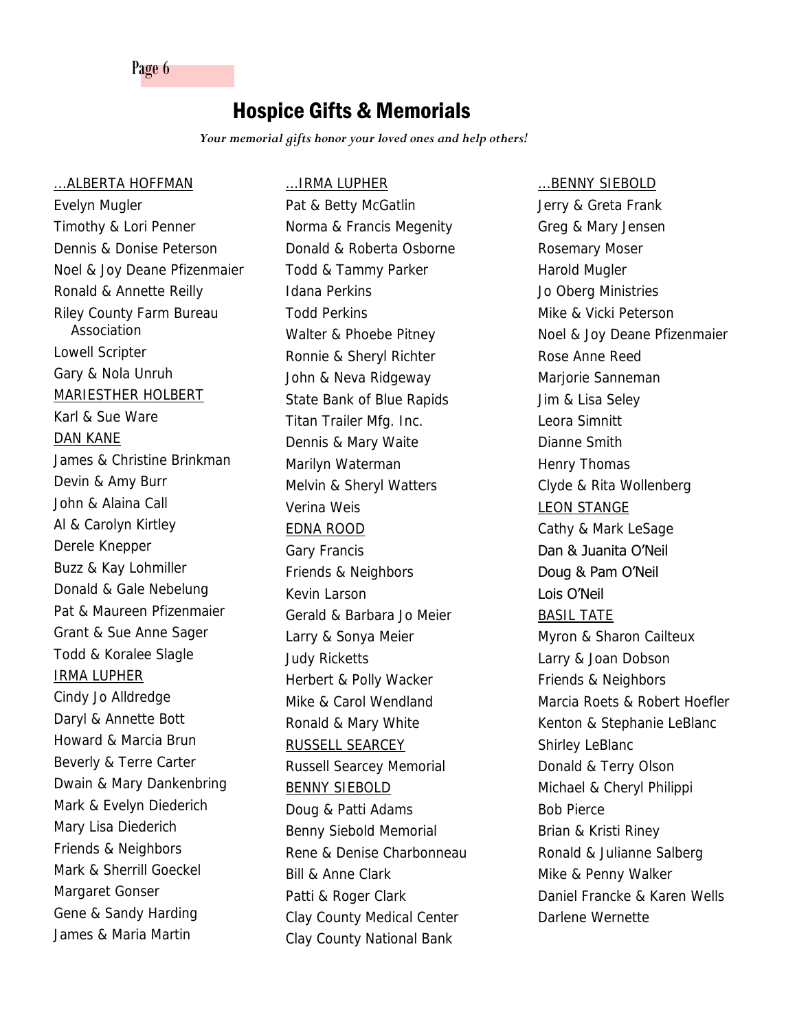# Hospice Gifts & Memorials

*Your memorial gifts honor your loved ones and help others!*

…ALBERTA HOFFMAN
Evelyn Mugler
Timothy & Lori Penner
Dennis & Donise Peterson
Noel & Joy Deane Pfizenmaier
Ronald & Annette Reilly
Riley County Farm Bureau Association
Lowell Scripter
Gary & Nola Unruh

MARIESTHER HOLBERT
Karl & Sue Ware

DAN KANE
James & Christine Brinkman
Devin & Amy Burr
John & Alaina Call
Al & Carolyn Kirtley
Derele Knepper
Buzz & Kay Lohmiller
Donald & Gale Nebelung
Pat & Maureen Pfizenmaier
Grant & Sue Anne Sager
Todd & Koralee Slagle

IRMA LUPHER
Cindy Jo Alldredge
Daryl & Annette Bott
Howard & Marcia Brun
Beverly & Terre Carter
Dwain & Mary Dankenbring
Mark & Evelyn Diederich
Mary Lisa Diederich
Friends & Neighbors
Mark & Sherrill Goeckel
Margaret Gonser
Gene & Sandy Harding
James & Maria Martin

…IRMA LUPHER
Pat & Betty McGatlin
Norma & Francis Megenity
Donald & Roberta Osborne
Todd & Tammy Parker
Idana Perkins
Todd Perkins
Walter & Phoebe Pitney
Ronnie & Sheryl Richter
John & Neva Ridgeway
State Bank of Blue Rapids
Titan Trailer Mfg. Inc.
Dennis & Mary Waite
Marilyn Waterman
Melvin & Sheryl Watters
Verina Weis

EDNA ROOD
Gary Francis
Friends & Neighbors
Kevin Larson
Gerald & Barbara Jo Meier
Larry & Sonya Meier
Judy Ricketts
Herbert & Polly Wacker
Mike & Carol Wendland
Ronald & Mary White

RUSSELL SEARCEY
Russell Searcey Memorial

BENNY SIEBOLD
Doug & Patti Adams
Benny Siebold Memorial
Rene & Denise Charbonneau
Bill & Anne Clark
Patti & Roger Clark
Clay County Medical Center
Clay County National Bank

…BENNY SIEBOLD
Jerry & Greta Frank
Greg & Mary Jensen
Rosemary Moser
Harold Mugler
Jo Oberg Ministries
Mike & Vicki Peterson
Noel & Joy Deane Pfizenmaier
Rose Anne Reed
Marjorie Sanneman
Jim & Lisa Seley
Leora Simnitt
Dianne Smith
Henry Thomas
Clyde & Rita Wollenberg

LEON STANGE
Cathy & Mark LeSage
Dan & Juanita O'Neil
Doug & Pam O'Neil
Lois O'Neil

BASIL TATE
Myron & Sharon Cailteux
Larry & Joan Dobson
Friends & Neighbors
Marcia Roets & Robert Hoefler
Kenton & Stephanie LeBlanc
Shirley LeBlanc
Donald & Terry Olson
Michael & Cheryl Philippi
Bob Pierce
Brian & Kristi Riney
Ronald & Julianne Salberg
Mike & Penny Walker
Daniel Francke & Karen Wells
Darlene Wernette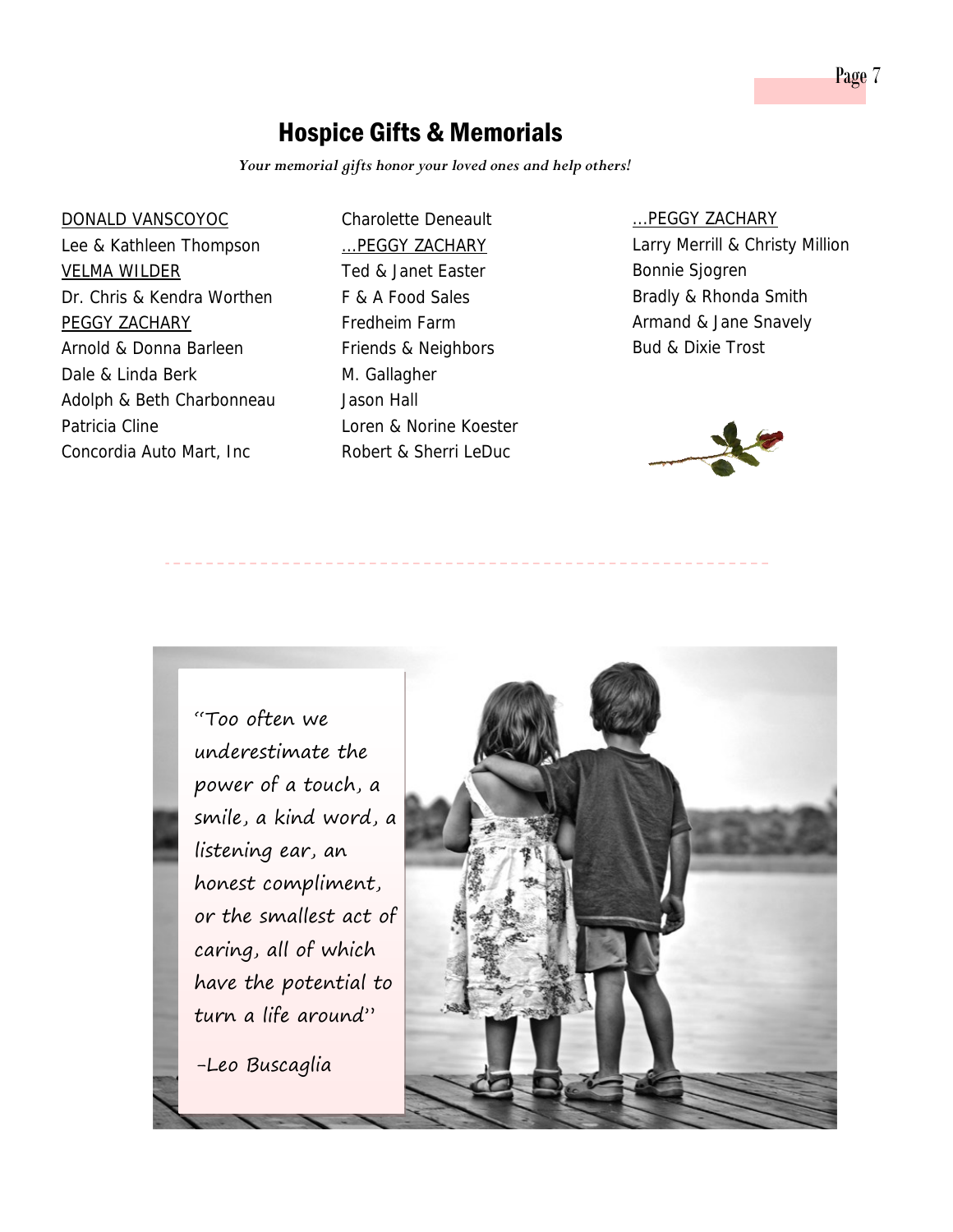## Hospice Gifts & Memorials

*Your memorial gifts honor your loved ones and help others!*

<u>DONALD VANSCOYOC</u>
Lee & Kathleen Thompson
<u>VELMA WILDER</u>
Dr. Chris & Kendra Worthen
<u>PEGGY ZACHARY</u>
Arnold & Donna Barleen
Dale & Linda Berk
Adolph & Beth Charbonneau
Patricia Cline
Concordia Auto Mart, Inc
Charolette Deneault
<u>…PEGGY ZACHARY</u>
Ted & Janet Easter
F & A Food Sales
Fredheim Farm
Friends & Neighbors
M. Gallagher
Jason Hall
Loren & Norine Koester
Robert & Sherri LeDuc
<u>…PEGGY ZACHARY</u>
Larry Merrill & Christy Million
Bonnie Sjogren
Bradly & Rhonda Smith
Armand & Jane Snavely
Bud & Dixie Trost

---

"Too often we underestimate the power of a touch, a smile, a kind word, a listening ear, an honest compliment, or the smallest act of caring, all of which have the potential to turn a life around"

-Leo Buscaglia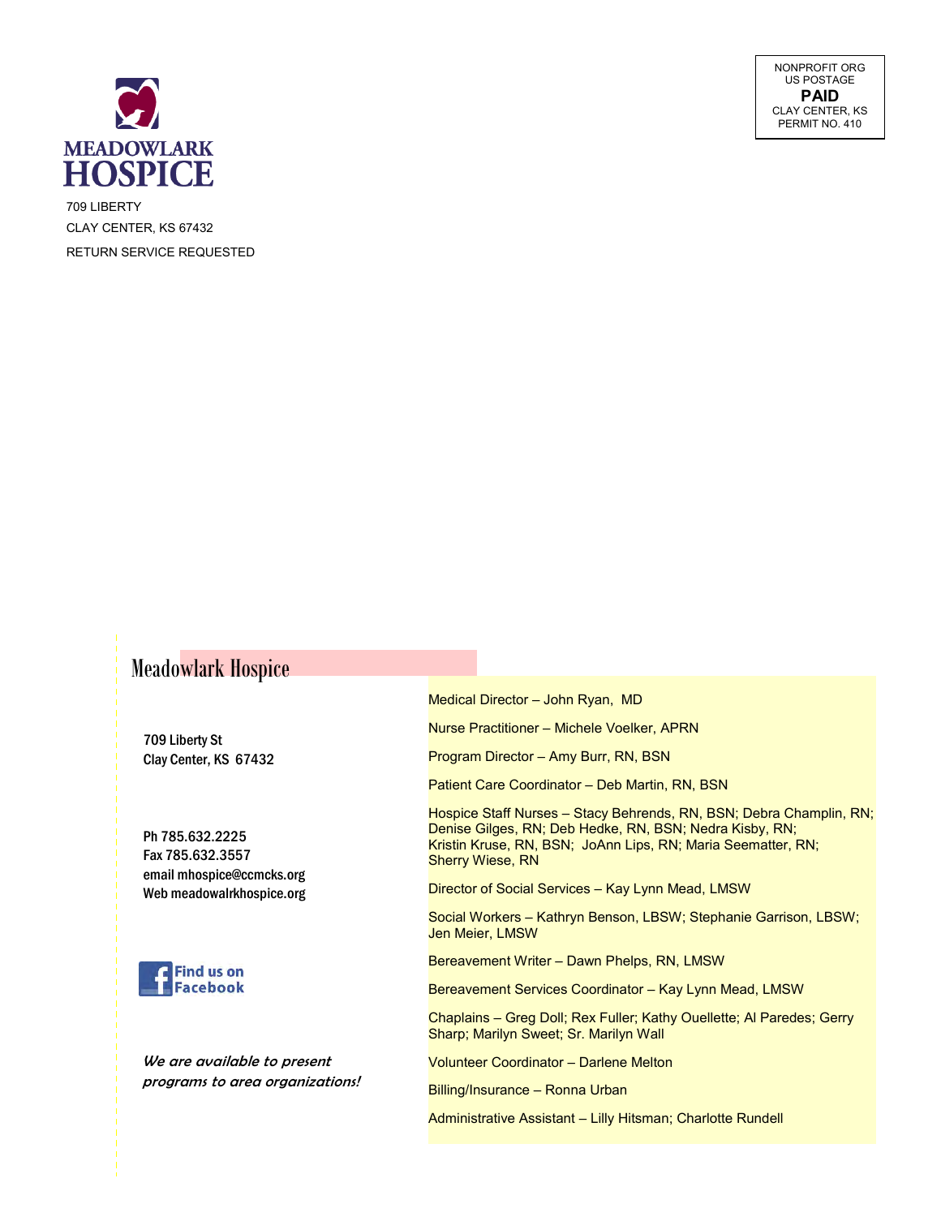MEADOWLARK HOSPICE

709 LIBERTY
CLAY CENTER, KS 67432
RETURN SERVICE REQUESTED

NONPROFIT ORG
US POSTAGE
**PAID**
CLAY CENTER, KS
PERMIT NO. 410

## Meadowlark Hospice

709 Liberty St
Clay Center, KS 67432

Ph 785.632.2225
Fax 785.632.3557
email mhospice@ccmcks.org
Web meadowalrkhospice.org

Find us on Facebook

*We are available to present programs to area organizations!*

Medical Director – John Ryan, MD

Nurse Practitioner – Michele Voelker, APRN

Program Director – Amy Burr, RN, BSN

Patient Care Coordinator – Deb Martin, RN, BSN

Hospice Staff Nurses – Stacy Behrends, RN, BSN; Debra Champlin, RN; Denise Gilges, RN; Deb Hedke, RN, BSN; Nedra Kisby, RN; Kristin Kruse, RN, BSN; JoAnn Lips, RN; Maria Seematter, RN; Sherry Wiese, RN

Director of Social Services – Kay Lynn Mead, LMSW

Social Workers – Kathryn Benson, LBSW; Stephanie Garrison, LBSW; Jen Meier, LMSW

Bereavement Writer – Dawn Phelps, RN, LMSW

Bereavement Services Coordinator – Kay Lynn Mead, LMSW

Chaplains – Greg Doll; Rex Fuller; Kathy Ouellette; Al Paredes; Gerry Sharp; Marilyn Sweet; Sr. Marilyn Wall

Volunteer Coordinator – Darlene Melton

Billing/Insurance – Ronna Urban

Administrative Assistant – Lilly Hitsman; Charlotte Rundell